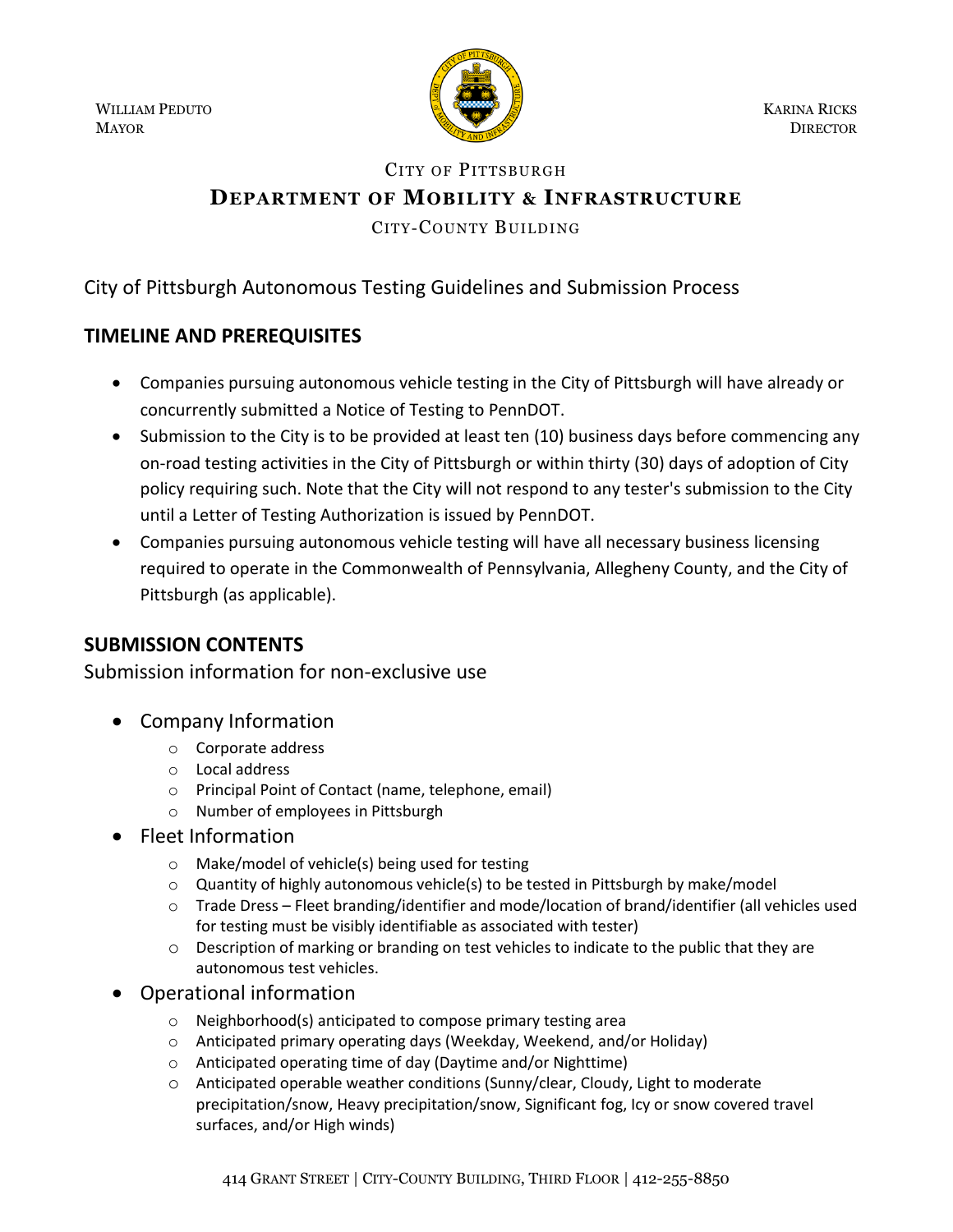William Peduto
Mayor

Karina Ricks
Director

City of Pittsburgh
**Department of Mobility & Infrastructure**
City-County Building

# City of Pittsburgh Autonomous Testing Guidelines and Submission Process

## TIMELINE AND PREREQUISITES

- Companies pursuing autonomous vehicle testing in the City of Pittsburgh will have already or concurrently submitted a Notice of Testing to PennDOT.
- Submission to the City is to be provided at least ten (10) business days before commencing any on-road testing activities in the City of Pittsburgh or within thirty (30) days of adoption of City policy requiring such. Note that the City will not respond to any tester's submission to the City until a Letter of Testing Authorization is issued by PennDOT.
- Companies pursuing autonomous vehicle testing will have all necessary business licensing required to operate in the Commonwealth of Pennsylvania, Allegheny County, and the City of Pittsburgh (as applicable).

## SUBMISSION CONTENTS

Submission information for non-exclusive use

- Company Information
  - Corporate address
  - Local address
  - Principal Point of Contact (name, telephone, email)
  - Number of employees in Pittsburgh
- Fleet Information
  - Make/model of vehicle(s) being used for testing
  - Quantity of highly autonomous vehicle(s) to be tested in Pittsburgh by make/model
  - Trade Dress – Fleet branding/identifier and mode/location of brand/identifier (all vehicles used for testing must be visibly identifiable as associated with tester)
  - Description of marking or branding on test vehicles to indicate to the public that they are autonomous test vehicles.
- Operational information
  - Neighborhood(s) anticipated to compose primary testing area
  - Anticipated primary operating days (Weekday, Weekend, and/or Holiday)
  - Anticipated operating time of day (Daytime and/or Nighttime)
  - Anticipated operable weather conditions (Sunny/clear, Cloudy, Light to moderate precipitation/snow, Heavy precipitation/snow, Significant fog, Icy or snow covered travel surfaces, and/or High winds)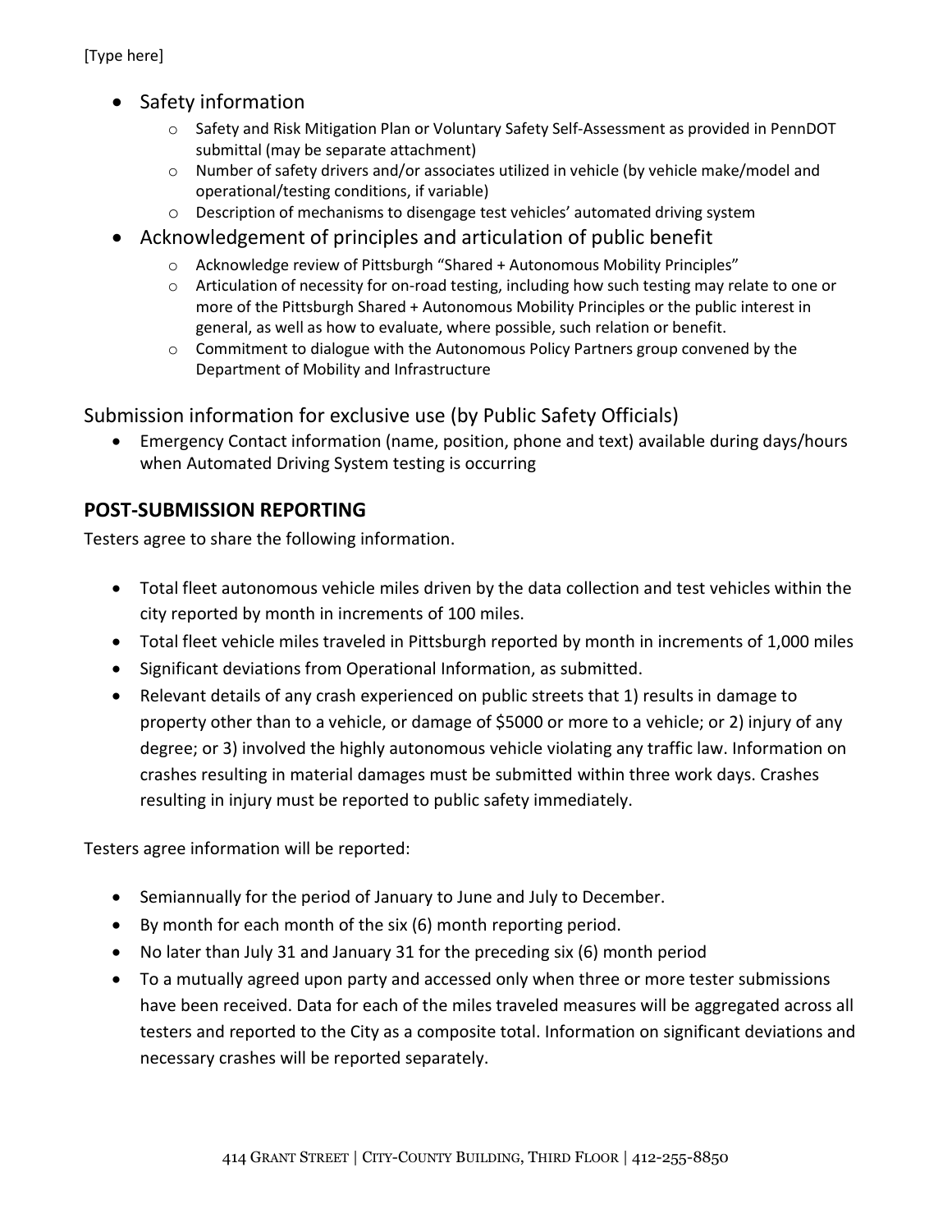- Safety information
  - Safety and Risk Mitigation Plan or Voluntary Safety Self-Assessment as provided in PennDOT submittal (may be separate attachment)
  - Number of safety drivers and/or associates utilized in vehicle (by vehicle make/model and operational/testing conditions, if variable)
  - Description of mechanisms to disengage test vehicles' automated driving system
- Acknowledgement of principles and articulation of public benefit
  - Acknowledge review of Pittsburgh "Shared + Autonomous Mobility Principles"
  - Articulation of necessity for on-road testing, including how such testing may relate to one or more of the Pittsburgh Shared + Autonomous Mobility Principles or the public interest in general, as well as how to evaluate, where possible, such relation or benefit.
  - Commitment to dialogue with the Autonomous Policy Partners group convened by the Department of Mobility and Infrastructure

### Submission information for exclusive use (by Public Safety Officials)

- Emergency Contact information (name, position, phone and text) available during days/hours when Automated Driving System testing is occurring

## POST-SUBMISSION REPORTING

Testers agree to share the following information.

- Total fleet autonomous vehicle miles driven by the data collection and test vehicles within the city reported by month in increments of 100 miles.
- Total fleet vehicle miles traveled in Pittsburgh reported by month in increments of 1,000 miles
- Significant deviations from Operational Information, as submitted.
- Relevant details of any crash experienced on public streets that 1) results in damage to property other than to a vehicle, or damage of $5000 or more to a vehicle; or 2) injury of any degree; or 3) involved the highly autonomous vehicle violating any traffic law. Information on crashes resulting in material damages must be submitted within three work days. Crashes resulting in injury must be reported to public safety immediately.

Testers agree information will be reported:

- Semiannually for the period of January to June and July to December.
- By month for each month of the six (6) month reporting period.
- No later than July 31 and January 31 for the preceding six (6) month period
- To a mutually agreed upon party and accessed only when three or more tester submissions have been received. Data for each of the miles traveled measures will be aggregated across all testers and reported to the City as a composite total. Information on significant deviations and necessary crashes will be reported separately.